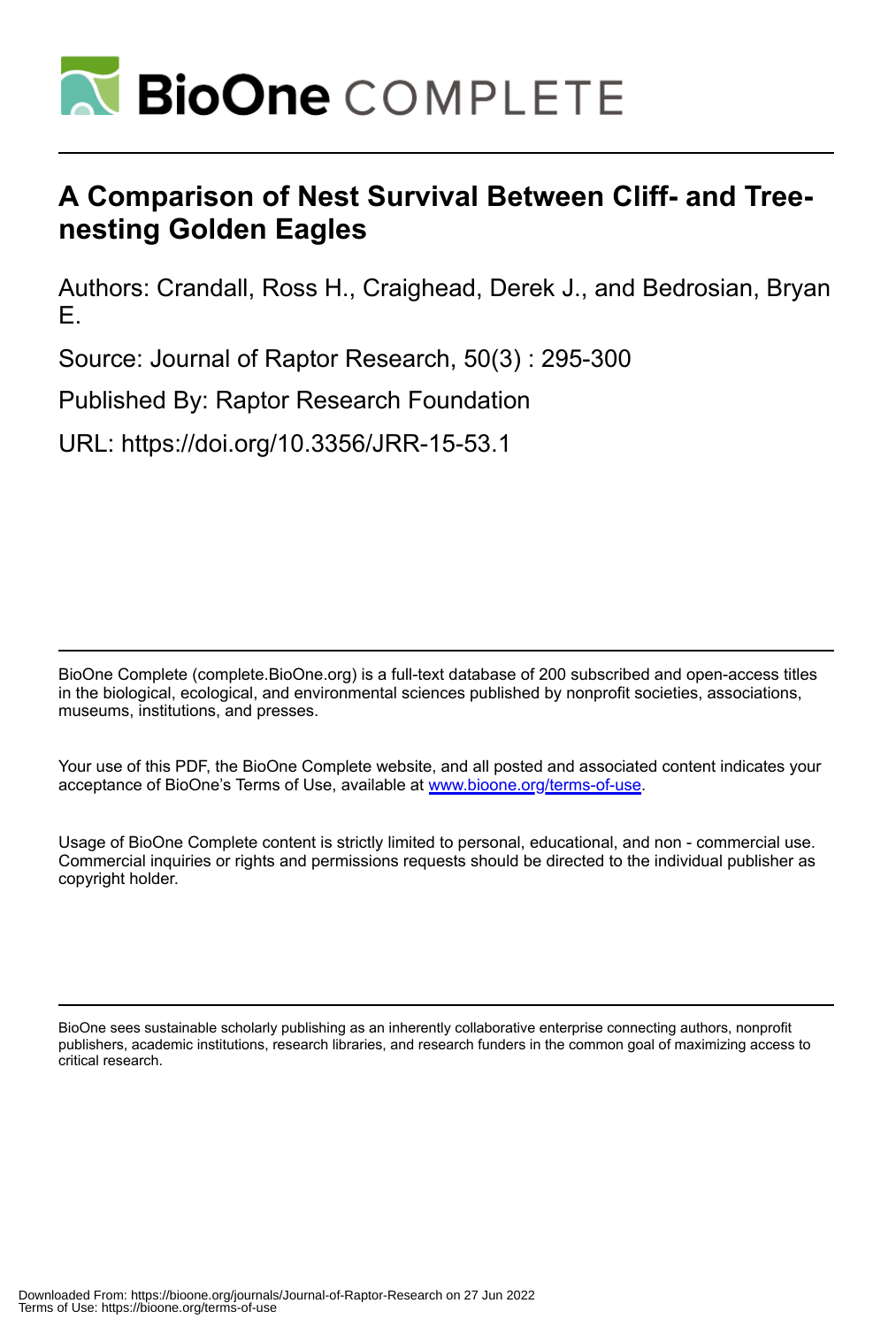# A Comparison of Nest Survival Between Cliff- and Tree-nesting Golden Eagles

Authors: Crandall, Ross H., Craighead, Derek J., and Bedrosian, Bryan E.

Source: Journal of Raptor Research, 50(3) : 295-300

Published By: Raptor Research Foundation

URL: https://doi.org/10.3356/JRR-15-53.1

BioOne Complete (complete.BioOne.org) is a full-text database of 200 subscribed and open-access titles in the biological, ecological, and environmental sciences published by nonprofit societies, associations, museums, institutions, and presses.

Your use of this PDF, the BioOne Complete website, and all posted and associated content indicates your acceptance of BioOne's Terms of Use, available at www.bioone.org/terms-of-use.

Usage of BioOne Complete content is strictly limited to personal, educational, and non - commercial use. Commercial inquiries or rights and permissions requests should be directed to the individual publisher as copyright holder.

BioOne sees sustainable scholarly publishing as an inherently collaborative enterprise connecting authors, nonprofit publishers, academic institutions, research libraries, and research funders in the common goal of maximizing access to critical research.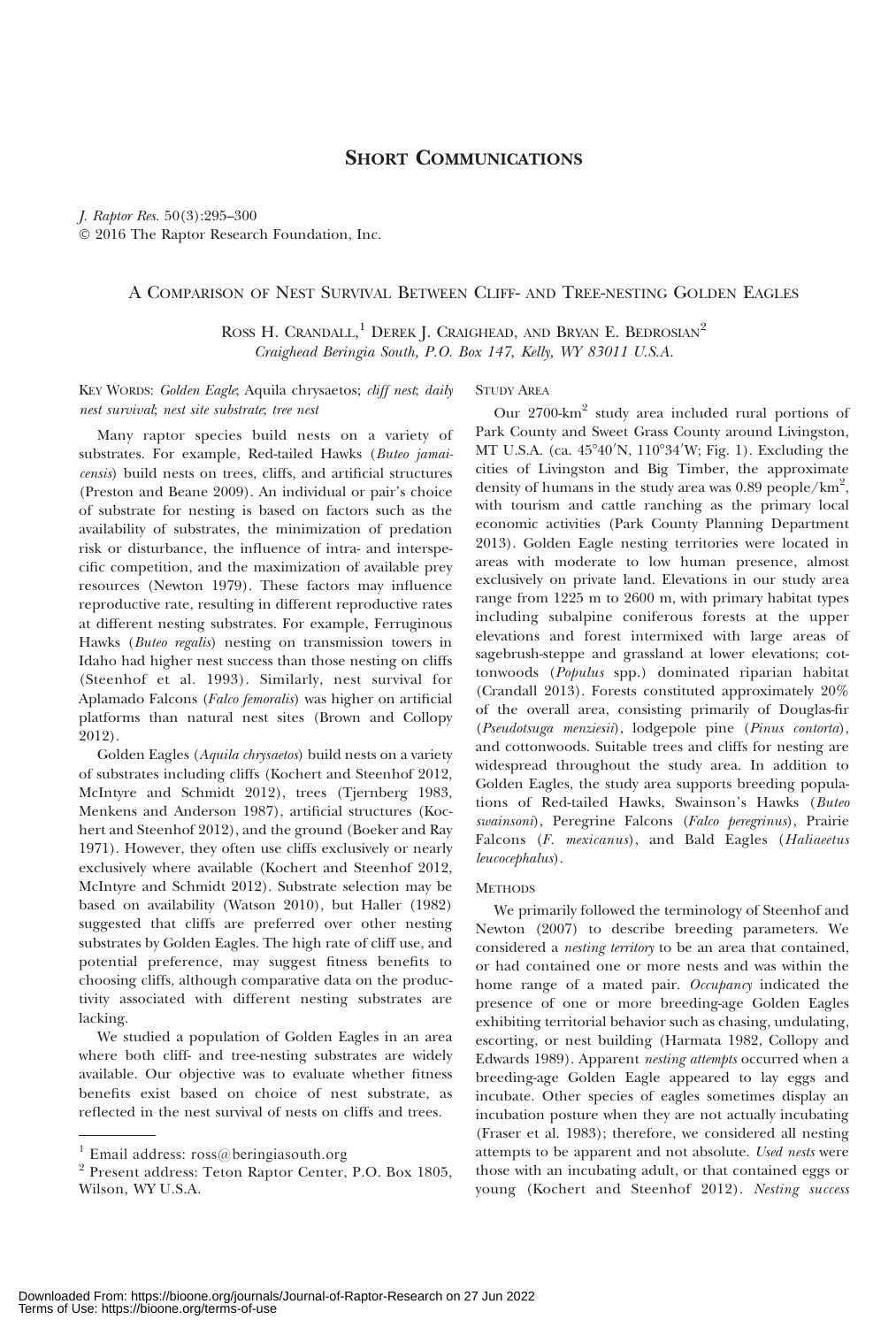## Short Communications

*J. Raptor Res.* 50(3):295–300
© 2016 The Raptor Research Foundation, Inc.

### A Comparison of Nest Survival Between Cliff- and Tree-nesting Golden Eagles

Ross H. Crandall,[1] Derek J. Craighead, and Bryan E. Bedrosian[2]
*Craighead Beringia South, P.O. Box 147, Kelly, WY 83011 U.S.A.*

Key Words: *Golden Eagle*; Aquila chrysaetos; *cliff nest*; *daily nest survival*; *nest site substrate*; *tree nest*

Many raptor species build nests on a variety of substrates. For example, Red-tailed Hawks (*Buteo jamaicensis*) build nests on trees, cliffs, and artificial structures (Preston and Beane 2009). An individual or pair's choice of substrate for nesting is based on factors such as the availability of substrates, the minimization of predation risk or disturbance, the influence of intra- and interspecific competition, and the maximization of available prey resources (Newton 1979). These factors may influence reproductive rate, resulting in different reproductive rates at different nesting substrates. For example, Ferruginous Hawks (*Buteo regalis*) nesting on transmission towers in Idaho had higher nest success than those nesting on cliffs (Steenhof et al. 1993). Similarly, nest survival for Aplamado Falcons (*Falco femoralis*) was higher on artificial platforms than natural nest sites (Brown and Collopy 2012).

Golden Eagles (*Aquila chrysaetos*) build nests on a variety of substrates including cliffs (Kochert and Steenhof 2012, McIntyre and Schmidt 2012), trees (Tjernberg 1983, Menkens and Anderson 1987), artificial structures (Kochert and Steenhof 2012), and the ground (Boeker and Ray 1971). However, they often use cliffs exclusively or nearly exclusively where available (Kochert and Steenhof 2012, McIntyre and Schmidt 2012). Substrate selection may be based on availability (Watson 2010), but Haller (1982) suggested that cliffs are preferred over other nesting substrates by Golden Eagles. The high rate of cliff use, and potential preference, may suggest fitness benefits to choosing cliffs, although comparative data on the productivity associated with different nesting substrates are lacking.

We studied a population of Golden Eagles in an area where both cliff- and tree-nesting substrates are widely available. Our objective was to evaluate whether fitness benefits exist based on choice of nest substrate, as reflected in the nest survival of nests on cliffs and trees.

### Study Area

Our 2700-km$^2$ study area included rural portions of Park County and Sweet Grass County around Livingston, MT U.S.A. (ca. 45°40′N, 110°34′W; Fig. 1). Excluding the cities of Livingston and Big Timber, the approximate density of humans in the study area was 0.89 people/km$^2$, with tourism and cattle ranching as the primary local economic activities (Park County Planning Department 2013). Golden Eagle nesting territories were located in areas with moderate to low human presence, almost exclusively on private land. Elevations in our study area range from 1225 m to 2600 m, with primary habitat types including subalpine coniferous forests at the upper elevations and forest intermixed with large areas of sagebrush-steppe and grassland at lower elevations; cottonwoods (*Populus* spp.) dominated riparian habitat (Crandall 2013). Forests constituted approximately 20% of the overall area, consisting primarily of Douglas-fir (*Pseudotsuga menziesii*), lodgepole pine (*Pinus contorta*), and cottonwoods. Suitable trees and cliffs for nesting are widespread throughout the study area. In addition to Golden Eagles, the study area supports breeding populations of Red-tailed Hawks, Swainson's Hawks (*Buteo swainsoni*), Peregrine Falcons (*Falco peregrinus*), Prairie Falcons (*F. mexicanus*), and Bald Eagles (*Haliaeetus leucocephalus*).

### Methods

We primarily followed the terminology of Steenhof and Newton (2007) to describe breeding parameters. We considered a *nesting territory* to be an area that contained, or had contained one or more nests and was within the home range of a mated pair. *Occupancy* indicated the presence of one or more breeding-age Golden Eagles exhibiting territorial behavior such as chasing, undulating, escorting, or nest building (Harmata 1982, Collopy and Edwards 1989). Apparent *nesting attempts* occurred when a breeding-age Golden Eagle appeared to lay eggs and incubate. Other species of eagles sometimes display an incubation posture when they are not actually incubating (Fraser et al. 1983); therefore, we considered all nesting attempts to be apparent and not absolute. *Used nests* were those with an incubating adult, or that contained eggs or young (Kochert and Steenhof 2012). *Nesting success*

[1] Email address: ross@beringiasouth.org
[2] Present address: Teton Raptor Center, P.O. Box 1805, Wilson, WY U.S.A.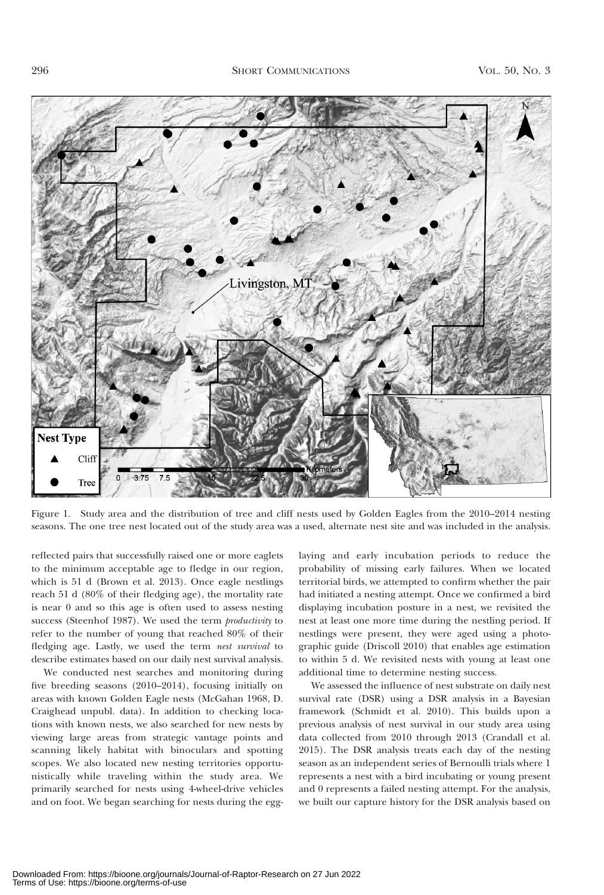Figure 1. Study area and the distribution of tree and cliff nests used by Golden Eagles from the 2010–2014 nesting seasons. The one tree nest located out of the study area was a used, alternate nest site and was included in the analysis.

reflected pairs that successfully raised one or more eaglets to the minimum acceptable age to fledge in our region, which is 51 d (Brown et al. 2013). Once eagle nestlings reach 51 d (80% of their fledging age), the mortality rate is near 0 and so this age is often used to assess nesting success (Steenhof 1987). We used the term *productivity* to refer to the number of young that reached 80% of their fledging age. Lastly, we used the term *nest survival* to describe estimates based on our daily nest survival analysis.

We conducted nest searches and monitoring during five breeding seasons (2010–2014), focusing initially on areas with known Golden Eagle nests (McGahan 1968, D. Craighead unpubl. data). In addition to checking locations with known nests, we also searched for new nests by viewing large areas from strategic vantage points and scanning likely habitat with binoculars and spotting scopes. We also located new nesting territories opportunistically while traveling within the study area. We primarily searched for nests using 4-wheel-drive vehicles and on foot. We began searching for nests during the egg-laying and early incubation periods to reduce the probability of missing early failures. When we located territorial birds, we attempted to confirm whether the pair had initiated a nesting attempt. Once we confirmed a bird displaying incubation posture in a nest, we revisited the nest at least one more time during the nestling period. If nestlings were present, they were aged using a photographic guide (Driscoll 2010) that enables age estimation to within 5 d. We revisited nests with young at least one additional time to determine nesting success.

We assessed the influence of nest substrate on daily nest survival rate (DSR) using a DSR analysis in a Bayesian framework (Schmidt et al. 2010). This builds upon a previous analysis of nest survival in our study area using data collected from 2010 through 2013 (Crandall et al. 2015). The DSR analysis treats each day of the nesting season as an independent series of Bernoulli trials where 1 represents a nest with a bird incubating or young present and 0 represents a failed nesting attempt. For the analysis, we built our capture history for the DSR analysis based on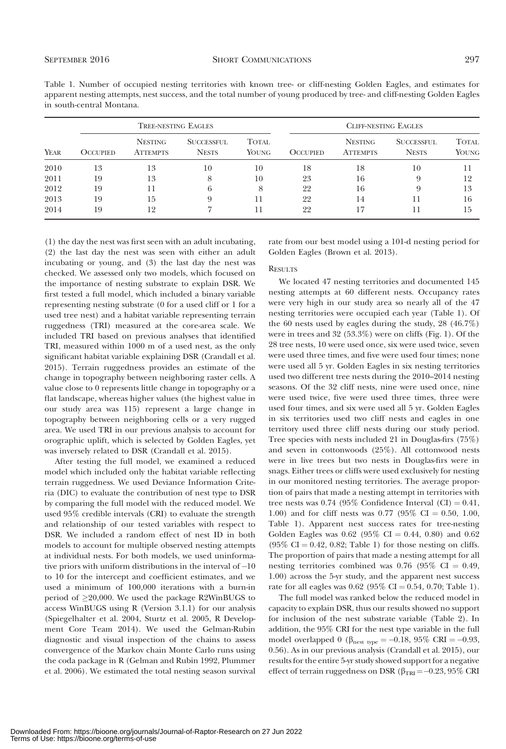Table 1. Number of occupied nesting territories with known tree- or cliff-nesting Golden Eagles, and estimates for apparent nesting attempts, nest success, and the total number of young produced by tree- and cliff-nesting Golden Eagles in south-central Montana.

| | Tree-nesting Eagles | | | | Cliff-nesting Eagles | | | |
|---|---|---|---|---|---|---|---|---|
| Year | Occupied | Nesting Attempts | Successful Nests | Total Young | Occupied | Nesting Attempts | Successful Nests | Total Young |
| 2010 | 13 | 13 | 10 | 10 | 18 | 18 | 10 | 11 |
| 2011 | 19 | 13 | 8 | 10 | 23 | 16 | 9 | 12 |
| 2012 | 19 | 11 | 6 | 8 | 22 | 16 | 9 | 13 |
| 2013 | 19 | 15 | 9 | 11 | 22 | 14 | 11 | 16 |
| 2014 | 19 | 12 | 7 | 11 | 22 | 17 | 11 | 15 |

(1) the day the nest was first seen with an adult incubating, (2) the last day the nest was seen with either an adult incubating or young, and (3) the last day the nest was checked. We assessed only two models, which focused on the importance of nesting substrate to explain DSR. We first tested a full model, which included a binary variable representing nesting substrate (0 for a used cliff or 1 for a used tree nest) and a habitat variable representing terrain ruggedness (TRI) measured at the core-area scale. We included TRI based on previous analyses that identified TRI, measured within 1000 m of a used nest, as the only significant habitat variable explaining DSR (Crandall et al. 2015). Terrain ruggedness provides an estimate of the change in topography between neighboring raster cells. A value close to 0 represents little change in topography or a flat landscape, whereas higher values (the highest value in our study area was 115) represent a large change in topography between neighboring cells or a very rugged area. We used TRI in our previous analysis to account for orographic uplift, which is selected by Golden Eagles, yet was inversely related to DSR (Crandall et al. 2015).

After testing the full model, we examined a reduced model which included only the habitat variable reflecting terrain ruggedness. We used Deviance Information Criteria (DIC) to evaluate the contribution of nest type to DSR by comparing the full model with the reduced model. We used 95% credible intervals (CRI) to evaluate the strength and relationship of our tested variables with respect to DSR. We included a random effect of nest ID in both models to account for multiple observed nesting attempts at individual nests. For both models, we used uninformative priors with uniform distributions in the interval of −10 to 10 for the intercept and coefficient estimates, and we used a minimum of 100,000 iterations with a burn-in period of ≥20,000. We used the package R2WinBUGS to access WinBUGS using R (Version 3.1.1) for our analysis (Spiegelhalter et al. 2004, Sturtz et al. 2005, R Development Core Team 2014). We used the Gelman-Rubin diagnostic and visual inspection of the chains to assess convergence of the Markov chain Monte Carlo runs using the coda package in R (Gelman and Rubin 1992, Plummer et al. 2006). We estimated the total nesting season survival rate from our best model using a 101-d nesting period for Golden Eagles (Brown et al. 2013).

## Results

We located 47 nesting territories and documented 145 nesting attempts at 60 different nests. Occupancy rates were very high in our study area so nearly all of the 47 nesting territories were occupied each year (Table 1). Of the 60 nests used by eagles during the study, 28 (46.7%) were in trees and 32 (53.3%) were on cliffs (Fig. 1). Of the 28 tree nests, 10 were used once, six were used twice, seven were used three times, and five were used four times; none were used all 5 yr. Golden Eagles in six nesting territories used two different tree nests during the 2010–2014 nesting seasons. Of the 32 cliff nests, nine were used once, nine were used twice, five were used three times, three were used four times, and six were used all 5 yr. Golden Eagles in six territories used two cliff nests and eagles in one territory used three cliff nests during our study period. Tree species with nests included 21 in Douglas-firs (75%) and seven in cottonwoods (25%). All cottonwood nests were in live trees but two nests in Douglas-firs were in snags. Either trees or cliffs were used exclusively for nesting in our monitored nesting territories. The average proportion of pairs that made a nesting attempt in territories with tree nests was 0.74 (95% Confidence Interval (CI) = 0.41, 1.00) and for cliff nests was 0.77 (95% CI = 0.50, 1.00, Table 1). Apparent nest success rates for tree-nesting Golden Eagles was 0.62 (95% CI = 0.44, 0.80) and 0.62 (95% CI = 0.42, 0.82; Table 1) for those nesting on cliffs. The proportion of pairs that made a nesting attempt for all nesting territories combined was 0.76 (95% CI = 0.49, 1.00) across the 5-yr study, and the apparent nest success rate for all eagles was 0.62 (95% CI = 0.54, 0.70; Table 1).

The full model was ranked below the reduced model in capacity to explain DSR, thus our results showed no support for inclusion of the nest substrate variable (Table 2). In addition, the 95% CRI for the nest type variable in the full model overlapped 0 ($\beta_{nest\ type} = -0.18$, 95% CRI = −0.93, 0.56). As in our previous analysis (Crandall et al. 2015), our results for the entire 5-yr study showed support for a negative effect of terrain ruggedness on DSR ($\beta_{TRI} = -0.23$, 95% CRI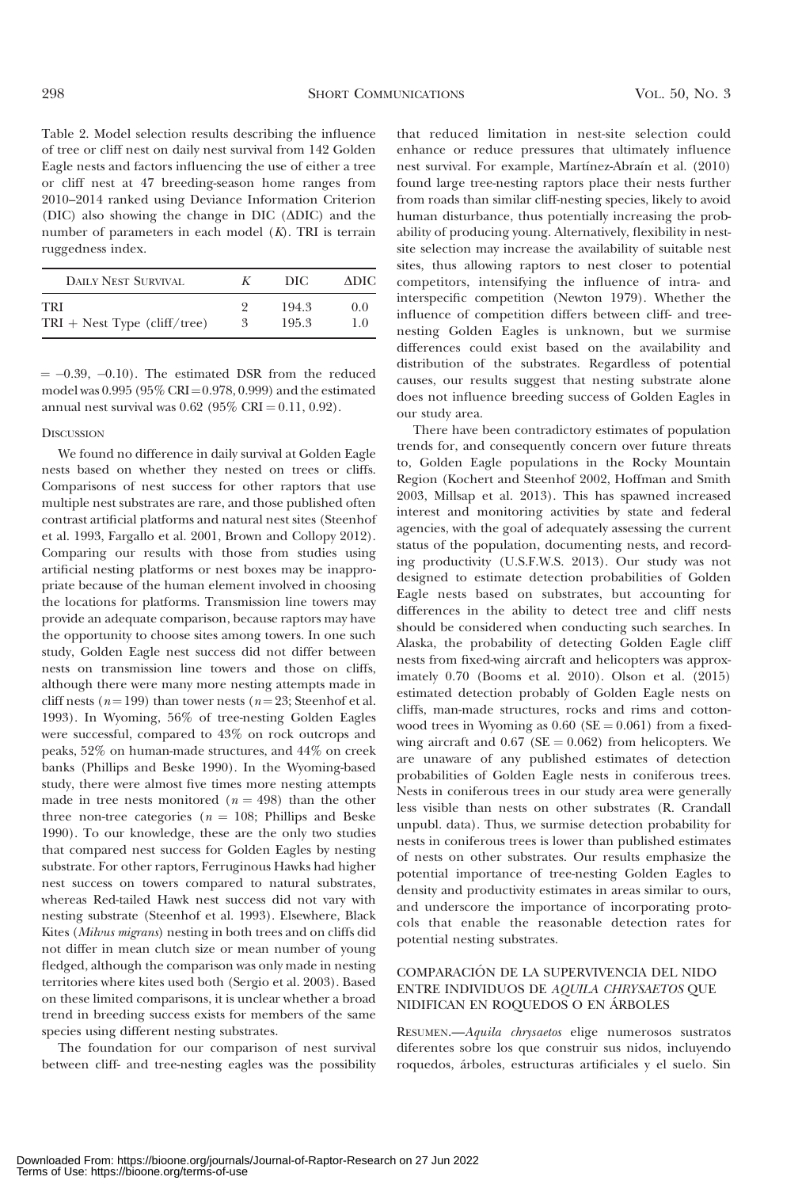Table 2. Model selection results describing the influence of tree or cliff nest on daily nest survival from 142 Golden Eagle nests and factors influencing the use of either a tree or cliff nest at 47 breeding-season home ranges from 2010–2014 ranked using Deviance Information Criterion (DIC) also showing the change in DIC (ΔDIC) and the number of parameters in each model (*K*). TRI is terrain ruggedness index.

| DAILY NEST SURVIVAL | *K* | DIC | ΔDIC |
|---|---|---|---|
| TRI | 2 | 194.3 | 0.0 |
| TRI + Nest Type (cliff/tree) | 3 | 195.3 | 1.0 |

= –0.39, –0.10). The estimated DSR from the reduced model was 0.995 (95% CRI = 0.978, 0.999) and the estimated annual nest survival was 0.62 (95% CRI = 0.11, 0.92).

## DISCUSSION

We found no difference in daily survival at Golden Eagle nests based on whether they nested on trees or cliffs. Comparisons of nest success for other raptors that use multiple nest substrates are rare, and those published often contrast artificial platforms and natural nest sites (Steenhof et al. 1993, Fargallo et al. 2001, Brown and Collopy 2012). Comparing our results with those from studies using artificial nesting platforms or nest boxes may be inappropriate because of the human element involved in choosing the locations for platforms. Transmission line towers may provide an adequate comparison, because raptors may have the opportunity to choose sites among towers. In one such study, Golden Eagle nest success did not differ between nests on transmission line towers and those on cliffs, although there were many more nesting attempts made in cliff nests ($n = 199$) than tower nests ($n = 23$; Steenhof et al. 1993). In Wyoming, 56% of tree-nesting Golden Eagles were successful, compared to 43% on rock outcrops and peaks, 52% on human-made structures, and 44% on creek banks (Phillips and Beske 1990). In the Wyoming-based study, there were almost five times more nesting attempts made in tree nests monitored ($n = 498$) than the other three non-tree categories ($n = 108$; Phillips and Beske 1990). To our knowledge, these are the only two studies that compared nest success for Golden Eagles by nesting substrate. For other raptors, Ferruginous Hawks had higher nest success on towers compared to natural substrates, whereas Red-tailed Hawk nest success did not vary with nesting substrate (Steenhof et al. 1993). Elsewhere, Black Kites (*Milvus migrans*) nesting in both trees and on cliffs did not differ in mean clutch size or mean number of young fledged, although the comparison was only made in nesting territories where kites used both (Sergio et al. 2003). Based on these limited comparisons, it is unclear whether a broad trend in breeding success exists for members of the same species using different nesting substrates.

The foundation for our comparison of nest survival between cliff- and tree-nesting eagles was the possibility that reduced limitation in nest-site selection could enhance or reduce pressures that ultimately influence nest survival. For example, Martínez-Abraín et al. (2010) found large tree-nesting raptors place their nests further from roads than similar cliff-nesting species, likely to avoid human disturbance, thus potentially increasing the probability of producing young. Alternatively, flexibility in nest-site selection may increase the availability of suitable nest sites, thus allowing raptors to nest closer to potential competitors, intensifying the influence of intra- and interspecific competition (Newton 1979). Whether the influence of competition differs between cliff- and tree-nesting Golden Eagles is unknown, but we surmise differences could exist based on the availability and distribution of the substrates. Regardless of potential causes, our results suggest that nesting substrate alone does not influence breeding success of Golden Eagles in our study area.

There have been contradictory estimates of population trends for, and consequently concern over future threats to, Golden Eagle populations in the Rocky Mountain Region (Kochert and Steenhof 2002, Hoffman and Smith 2003, Millsap et al. 2013). This has spawned increased interest and monitoring activities by state and federal agencies, with the goal of adequately assessing the current status of the population, documenting nests, and recording productivity (U.S.F.W.S. 2013). Our study was not designed to estimate detection probabilities of Golden Eagle nests based on substrates, but accounting for differences in the ability to detect tree and cliff nests should be considered when conducting such searches. In Alaska, the probability of detecting Golden Eagle cliff nests from fixed-wing aircraft and helicopters was approximately 0.70 (Booms et al. 2010). Olson et al. (2015) estimated detection probably of Golden Eagle nests on cliffs, man-made structures, rocks and rims and cottonwood trees in Wyoming as 0.60 (SE = 0.061) from a fixed-wing aircraft and 0.67 (SE = 0.062) from helicopters. We are unaware of any published estimates of detection probabilities of Golden Eagle nests in coniferous trees. Nests in coniferous trees in our study area were generally less visible than nests on other substrates (R. Crandall unpubl. data). Thus, we surmise detection probability for nests in coniferous trees is lower than published estimates of nests on other substrates. Our results emphasize the potential importance of tree-nesting Golden Eagles to density and productivity estimates in areas similar to ours, and underscore the importance of incorporating protocols that enable the reasonable detection rates for potential nesting substrates.

## COMPARACIÓN DE LA SUPERVIVENCIA DEL NIDO ENTRE INDIVIDUOS DE *AQUILA CHRYSAETOS* QUE NIDIFICAN EN ROQUEDOS O EN ÁRBOLES

RESUMEN.—*Aquila chrysaetos* elige numerosos sustratos diferentes sobre los que construir sus nidos, incluyendo roquedos, árboles, estructuras artificiales y el suelo. Sin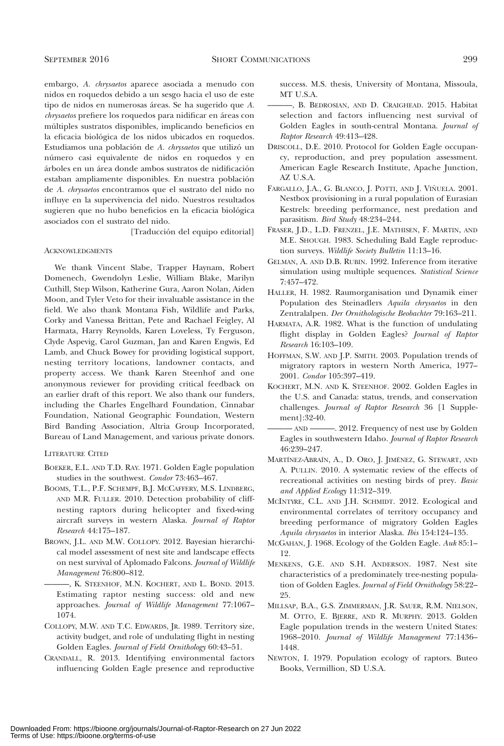embargo, *A. chrysaetos* aparece asociada a menudo con nidos en roquedos debido a un sesgo hacia el uso de este tipo de nidos en numerosas áreas. Se ha sugerido que *A. chrysaetos* prefiere los roquedos para nidificar en áreas con múltiples sustratos disponibles, implicando beneficios en la eficacia biológica de los nidos ubicados en roquedos. Estudiamos una población de *A. chrysaetos* que utilizó un número casi equivalente de nidos en roquedos y en árboles en un área donde ambos sustratos de nidificación estaban ampliamente disponibles. En nuestra población de *A. chrysaetos* encontramos que el sustrato del nido no influye en la supervivencia del nido. Nuestros resultados sugieren que no hubo beneficios en la eficacia biológica asociados con el sustrato del nido.

[Traducción del equipo editorial]

## Acknowledgments

We thank Vincent Slabe, Trapper Haynam, Robert Domenech, Gwendolyn Leslie, William Blake, Marilyn Cuthill, Step Wilson, Katherine Gura, Aaron Nolan, Aiden Moon, and Tyler Veto for their invaluable assistance in the field. We also thank Montana Fish, Wildlife and Parks, Corky and Vanessa Brittan, Pete and Rachael Feigley, Al Harmata, Harry Reynolds, Karen Loveless, Ty Ferguson, Clyde Aspevig, Carol Guzman, Jan and Karen Engwis, Ed Lamb, and Chuck Bowey for providing logistical support, nesting territory locations, landowner contacts, and property access. We thank Karen Steenhof and one anonymous reviewer for providing critical feedback on an earlier draft of this report. We also thank our funders, including the Charles Engelhard Foundation, Cinnabar Foundation, National Geographic Foundation, Western Bird Banding Association, Altria Group Incorporated, Bureau of Land Management, and various private donors.

## Literature Cited

Boeker, E.L. and T.D. Ray. 1971. Golden Eagle population studies in the southwest. *Condor* 73:463–467.

Booms, T.L., P.F. Schempf, B.J. McCaffery, M.S. Lindberg, and M.R. Fuller. 2010. Detection probability of cliff-nesting raptors during helicopter and fixed-wing aircraft surveys in western Alaska. *Journal of Raptor Research* 44:175–187.

Brown, J.L. and M.W. Collopy. 2012. Bayesian hierarchical model assessment of nest site and landscape effects on nest survival of Aplomado Falcons. *Journal of Wildlife Management* 76:800–812.

———, K. Steenhof, M.N. Kochert, and L. Bond. 2013. Estimating raptor nesting success: old and new approaches. *Journal of Wildlife Management* 77:1067–1074.

Collopy, M.W. and T.C. Edwards, Jr. 1989. Territory size, activity budget, and role of undulating flight in nesting Golden Eagles. *Journal of Field Ornithology* 60:43–51.

Crandall, R. 2013. Identifying environmental factors influencing Golden Eagle presence and reproductive success. M.S. thesis, University of Montana, Missoula, MT U.S.A.

———, B. Bedrosian, and D. Craighead. 2015. Habitat selection and factors influencing nest survival of Golden Eagles in south-central Montana. *Journal of Raptor Research* 49:413–428.

Driscoll, D.E. 2010. Protocol for Golden Eagle occupancy, reproduction, and prey population assessment. American Eagle Research Institute, Apache Junction, AZ U.S.A.

Fargallo, J.A., G. Blanco, J. Potti, and J. Viñuela. 2001. Nestbox provisioning in a rural population of Eurasian Kestrels: breeding performance, nest predation and parasitism. *Bird Study* 48:234–244.

Fraser, J.D., L.D. Frenzel, J.E. Mathisen, F. Martin, and M.E. Shough. 1983. Scheduling Bald Eagle reproduction surveys. *Wildlife Society Bulletin* 11:13–16.

Gelman, A. and D.B. Rubin. 1992. Inference from iterative simulation using multiple sequences. *Statistical Science* 7:457–472.

Haller, H. 1982. Raumorganisation und Dynamik einer Population des Steinadlers *Aquila chrysaetos* in den Zentralalpen. *Der Ornithologische Beobachter* 79:163–211.

Harmata, A.R. 1982. What is the function of undulating flight display in Golden Eagles? *Journal of Raptor Research* 16:103–109.

Hoffman, S.W. and J.P. Smith. 2003. Population trends of migratory raptors in western North America, 1977–2001. *Condor* 105:397–419.

Kochert, M.N. and K. Steenhof. 2002. Golden Eagles in the U.S. and Canada: status, trends, and conservation challenges. *Journal of Raptor Research* 36 [1 Supplement]:32-40.

——— and ———. 2012. Frequency of nest use by Golden Eagles in southwestern Idaho. *Journal of Raptor Research* 46:239–247.

Martínez-Abraín, A., D. Oro, J. Jiménez, G. Stewart, and A. Pullin. 2010. A systematic review of the effects of recreational activities on nesting birds of prey. *Basic and Applied Ecology* 11:312–319.

McIntyre, C.L. and J.H. Schmidt. 2012. Ecological and environmental correlates of territory occupancy and breeding performance of migratory Golden Eagles *Aquila chrysaetos* in interior Alaska. *Ibis* 154:124–135.

McGahan, J. 1968. Ecology of the Golden Eagle. *Auk* 85:1–12.

Menkens, G.E. and S.H. Anderson. 1987. Nest site characteristics of a predominately tree-nesting population of Golden Eagles. *Journal of Field Ornithology* 58:22–25.

Millsap, B.A., G.S. Zimmerman, J.R. Sauer, R.M. Nielson, M. Otto, E. Bjerre, and R. Murphy. 2013. Golden Eagle population trends in the western United States: 1968–2010. *Journal of Wildlife Management* 77:1436–1448.

Newton, I. 1979. Population ecology of raptors. Buteo Books, Vermillion, SD U.S.A.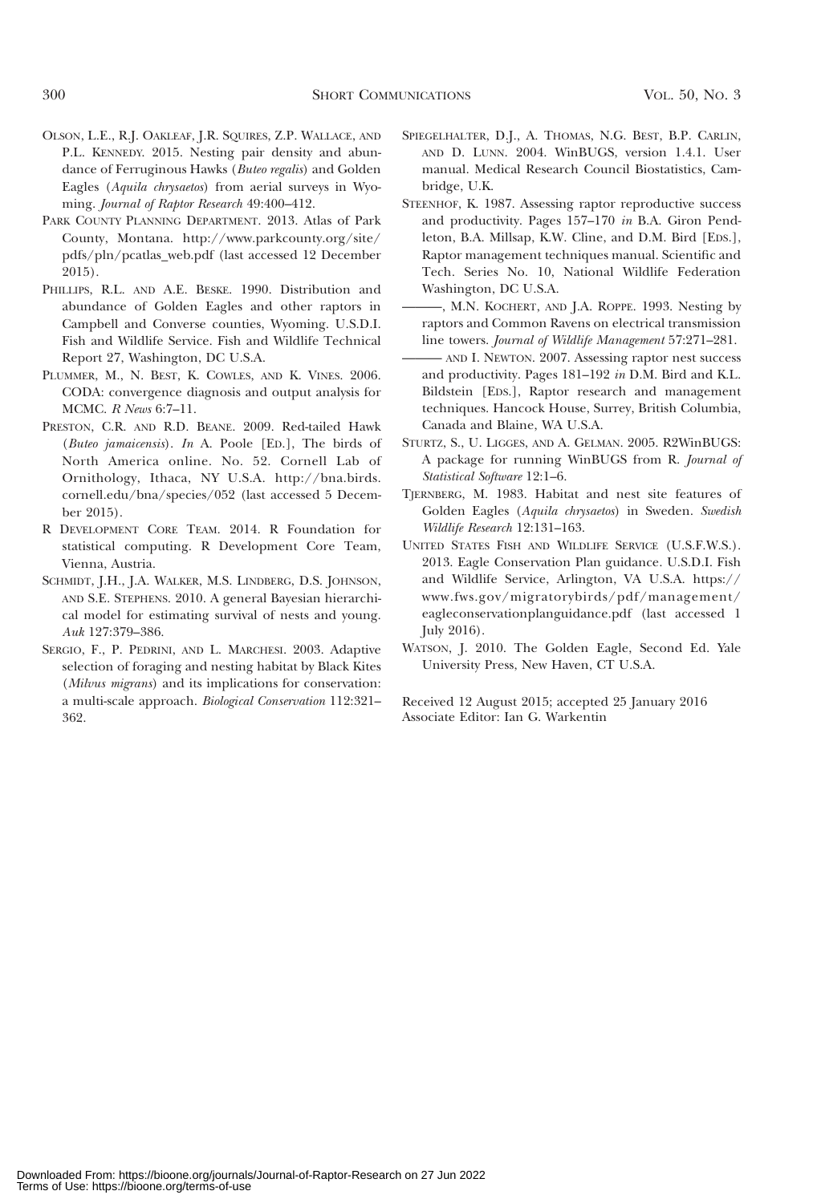OLSON, L.E., R.J. OAKLEAF, J.R. SQUIRES, Z.P. WALLACE, AND P.L. KENNEDY. 2015. Nesting pair density and abundance of Ferruginous Hawks (*Buteo regalis*) and Golden Eagles (*Aquila chrysaetos*) from aerial surveys in Wyoming. *Journal of Raptor Research* 49:400–412.

PARK COUNTY PLANNING DEPARTMENT. 2013. Atlas of Park County, Montana. http://www.parkcounty.org/site/pdfs/pln/pcatlas_web.pdf (last accessed 12 December 2015).

PHILLIPS, R.L. AND A.E. BESKE. 1990. Distribution and abundance of Golden Eagles and other raptors in Campbell and Converse counties, Wyoming. U.S.D.I. Fish and Wildlife Service. Fish and Wildlife Technical Report 27, Washington, DC U.S.A.

PLUMMER, M., N. BEST, K. COWLES, AND K. VINES. 2006. CODA: convergence diagnosis and output analysis for MCMC. *R News* 6:7–11.

PRESTON, C.R. AND R.D. BEANE. 2009. Red-tailed Hawk (*Buteo jamaicensis*). *In* A. Poole [ED.], The birds of North America online. No. 52. Cornell Lab of Ornithology, Ithaca, NY U.S.A. http://bna.birds.cornell.edu/bna/species/052 (last accessed 5 December 2015).

R DEVELOPMENT CORE TEAM. 2014. R Foundation for statistical computing. R Development Core Team, Vienna, Austria.

SCHMIDT, J.H., J.A. WALKER, M.S. LINDBERG, D.S. JOHNSON, AND S.E. STEPHENS. 2010. A general Bayesian hierarchical model for estimating survival of nests and young. *Auk* 127:379–386.

SERGIO, F., P. PEDRINI, AND L. MARCHESI. 2003. Adaptive selection of foraging and nesting habitat by Black Kites (*Milvus migrans*) and its implications for conservation: a multi-scale approach. *Biological Conservation* 112:321–362.

SPIEGELHALTER, D.J., A. THOMAS, N.G. BEST, B.P. CARLIN, AND D. LUNN. 2004. WinBUGS, version 1.4.1. User manual. Medical Research Council Biostatistics, Cambridge, U.K.

STEENHOF, K. 1987. Assessing raptor reproductive success and productivity. Pages 157–170 *in* B.A. Giron Pendleton, B.A. Millsap, K.W. Cline, and D.M. Bird [EDS.], Raptor management techniques manual. Scientific and Tech. Series No. 10, National Wildlife Federation Washington, DC U.S.A.

———, M.N. KOCHERT, AND J.A. ROPPE. 1993. Nesting by raptors and Common Ravens on electrical transmission line towers. *Journal of Wildlife Management* 57:271–281.

——— AND I. NEWTON. 2007. Assessing raptor nest success and productivity. Pages 181–192 *in* D.M. Bird and K.L. Bildstein [EDS.], Raptor research and management techniques. Hancock House, Surrey, British Columbia, Canada and Blaine, WA U.S.A.

STURTZ, S., U. LIGGES, AND A. GELMAN. 2005. R2WinBUGS: A package for running WinBUGS from R. *Journal of Statistical Software* 12:1–6.

TJERNBERG, M. 1983. Habitat and nest site features of Golden Eagles (*Aquila chrysaetos*) in Sweden. *Swedish Wildlife Research* 12:131–163.

UNITED STATES FISH AND WILDLIFE SERVICE (U.S.F.W.S.). 2013. Eagle Conservation Plan guidance. U.S.D.I. Fish and Wildlife Service, Arlington, VA U.S.A. https://www.fws.gov/migratorybirds/pdf/management/eagleconservationplanguidance.pdf (last accessed 1 July 2016).

WATSON, J. 2010. The Golden Eagle, Second Ed. Yale University Press, New Haven, CT U.S.A.

Received 12 August 2015; accepted 25 January 2016
Associate Editor: Ian G. Warkentin